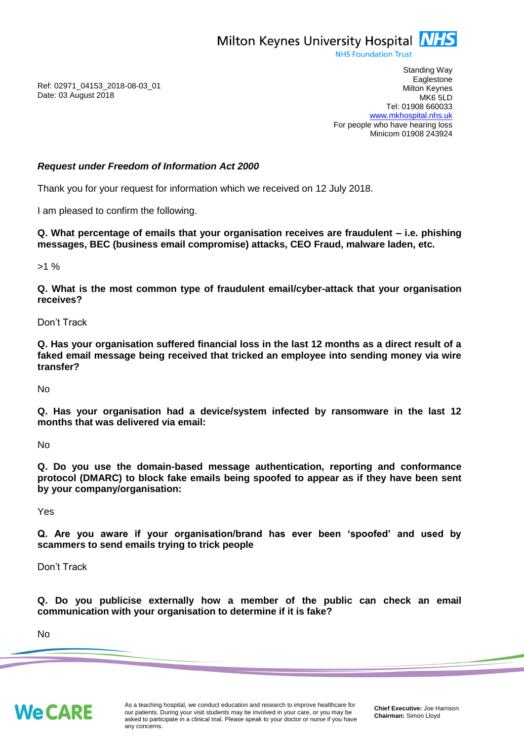Milton Keynes University Hospital NHS
NHS Foundation Trust

Ref: 02971_04153_2018-08-03_01
Date: 03 August 2018

Standing Way
Eaglestone
Milton Keynes
MK6 5LD
Tel: 01908 660033
www.mkhospital.nhs.uk
For people who have hearing loss
Minicom 01908 243924

***Request under Freedom of Information Act 2000***

Thank you for your request for information which we received on 12 July 2018.

I am pleased to confirm the following.

**Q. What percentage of emails that your organisation receives are fraudulent – i.e. phishing messages, BEC (business email compromise) attacks, CEO Fraud, malware laden, etc.**

>1 %

**Q. What is the most common type of fraudulent email/cyber-attack that your organisation receives?**

Don't Track

**Q. Has your organisation suffered financial loss in the last 12 months as a direct result of a faked email message being received that tricked an employee into sending money via wire transfer?**

No

**Q. Has your organisation had a device/system infected by ransomware in the last 12 months that was delivered via email:**

No

**Q. Do you use the domain-based message authentication, reporting and conformance protocol (DMARC) to block fake emails being spoofed to appear as if they have been sent by your company/organisation:**

Yes

**Q. Are you aware if your organisation/brand has ever been 'spoofed' and used by scammers to send emails trying to trick people**

Don't Track

**Q. Do you publicise externally how a member of the public can check an email communication with your organisation to determine if it is fake?**

No

We CARE

As a teaching hospital, we conduct education and research to improve healthcare for our patients. During your visit students may be involved in your care, or you may be asked to participate in a clinical trial. Please speak to your doctor or nurse if you have any concerns.

**Chief Executive:** Joe Harrison
**Chairman:** Simon Lloyd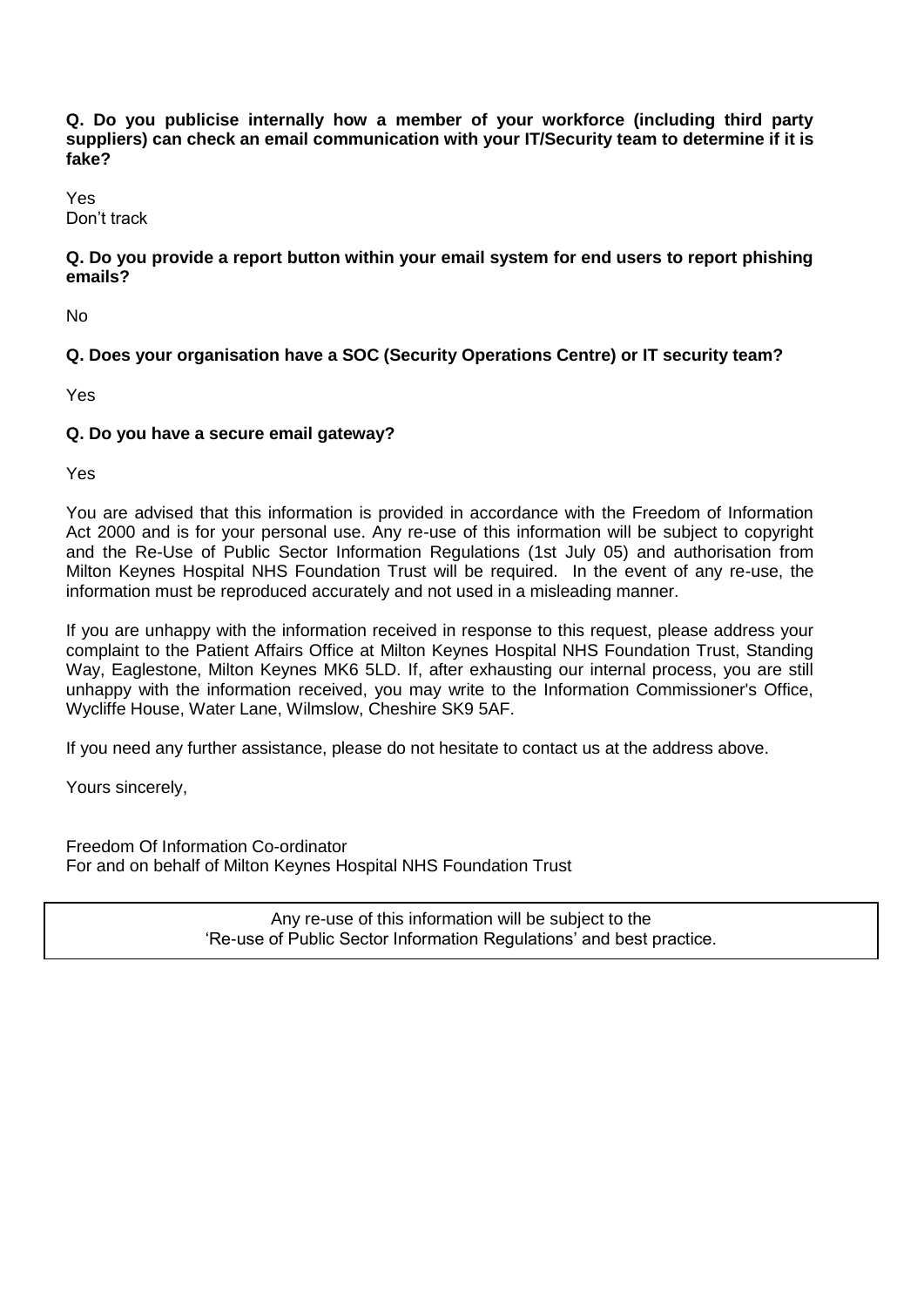**Q. Do you publicise internally how a member of your workforce (including third party suppliers) can check an email communication with your IT/Security team to determine if it is fake?**

Yes
Don't track

**Q. Do you provide a report button within your email system for end users to report phishing emails?**

No

**Q. Does your organisation have a SOC (Security Operations Centre) or IT security team?**

Yes

**Q. Do you have a secure email gateway?**

Yes

You are advised that this information is provided in accordance with the Freedom of Information Act 2000 and is for your personal use. Any re-use of this information will be subject to copyright and the Re-Use of Public Sector Information Regulations (1st July 05) and authorisation from Milton Keynes Hospital NHS Foundation Trust will be required. In the event of any re-use, the information must be reproduced accurately and not used in a misleading manner.

If you are unhappy with the information received in response to this request, please address your complaint to the Patient Affairs Office at Milton Keynes Hospital NHS Foundation Trust, Standing Way, Eaglestone, Milton Keynes MK6 5LD. If, after exhausting our internal process, you are still unhappy with the information received, you may write to the Information Commissioner's Office, Wycliffe House, Water Lane, Wilmslow, Cheshire SK9 5AF.

If you need any further assistance, please do not hesitate to contact us at the address above.

Yours sincerely,

Freedom Of Information Co-ordinator
For and on behalf of Milton Keynes Hospital NHS Foundation Trust

Any re-use of this information will be subject to the
'Re-use of Public Sector Information Regulations' and best practice.